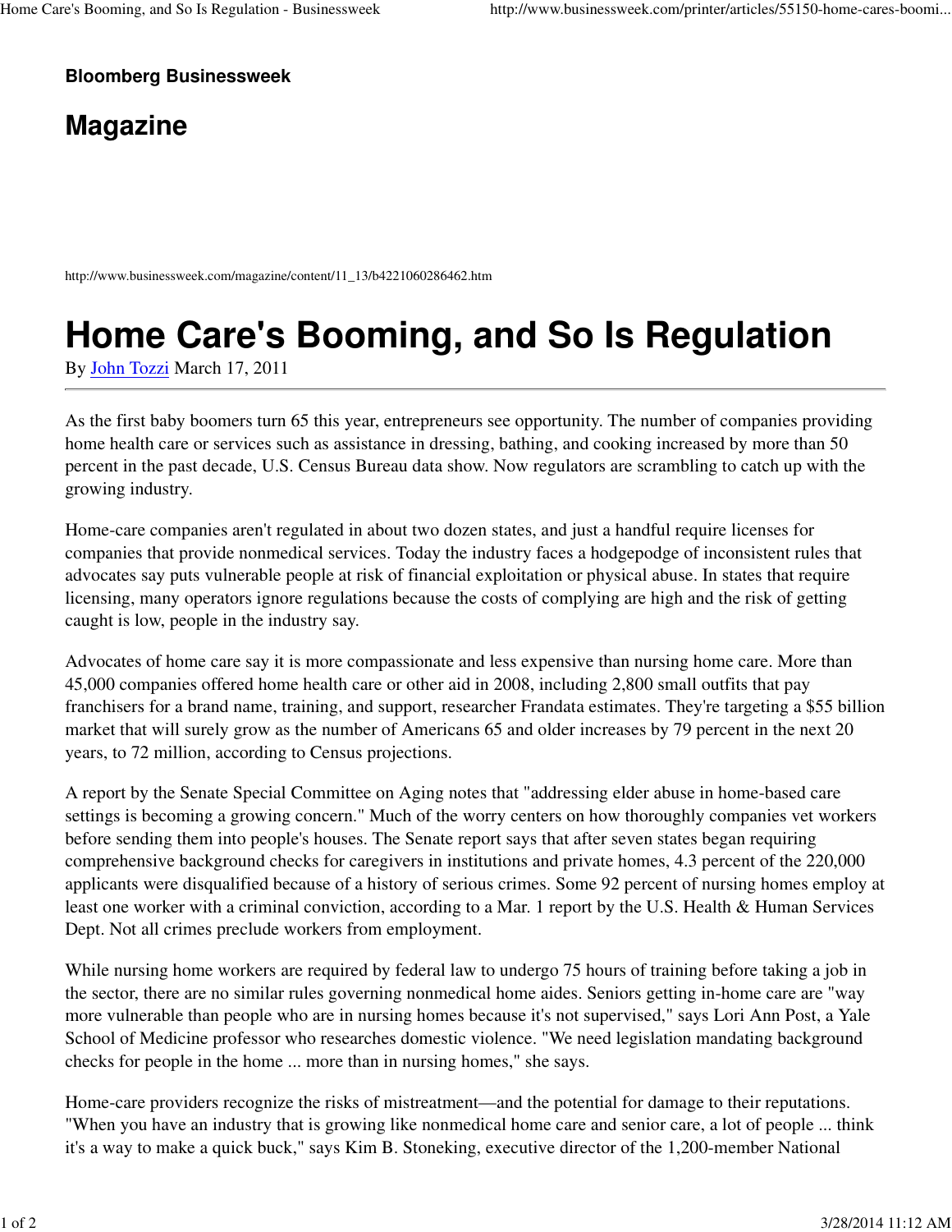**Bloomberg Businessweek**

## Magazine

http://www.businessweek.com/magazine/content/11_13/b4221060286462.htm

# Home Care's Booming, and So Is Regulation

By John Tozzi March 17, 2011

As the first baby boomers turn 65 this year, entrepreneurs see opportunity. The number of companies providing home health care or services such as assistance in dressing, bathing, and cooking increased by more than 50 percent in the past decade, U.S. Census Bureau data show. Now regulators are scrambling to catch up with the growing industry.

Home-care companies aren't regulated in about two dozen states, and just a handful require licenses for companies that provide nonmedical services. Today the industry faces a hodgepodge of inconsistent rules that advocates say puts vulnerable people at risk of financial exploitation or physical abuse. In states that require licensing, many operators ignore regulations because the costs of complying are high and the risk of getting caught is low, people in the industry say.

Advocates of home care say it is more compassionate and less expensive than nursing home care. More than 45,000 companies offered home health care or other aid in 2008, including 2,800 small outfits that pay franchisers for a brand name, training, and support, researcher Frandata estimates. They're targeting a $55 billion market that will surely grow as the number of Americans 65 and older increases by 79 percent in the next 20 years, to 72 million, according to Census projections.

A report by the Senate Special Committee on Aging notes that "addressing elder abuse in home-based care settings is becoming a growing concern." Much of the worry centers on how thoroughly companies vet workers before sending them into people's houses. The Senate report says that after seven states began requiring comprehensive background checks for caregivers in institutions and private homes, 4.3 percent of the 220,000 applicants were disqualified because of a history of serious crimes. Some 92 percent of nursing homes employ at least one worker with a criminal conviction, according to a Mar. 1 report by the U.S. Health & Human Services Dept. Not all crimes preclude workers from employment.

While nursing home workers are required by federal law to undergo 75 hours of training before taking a job in the sector, there are no similar rules governing nonmedical home aides. Seniors getting in-home care are "way more vulnerable than people who are in nursing homes because it's not supervised," says Lori Ann Post, a Yale School of Medicine professor who researches domestic violence. "We need legislation mandating background checks for people in the home ... more than in nursing homes," she says.

Home-care providers recognize the risks of mistreatment—and the potential for damage to their reputations. "When you have an industry that is growing like nonmedical home care and senior care, a lot of people ... think it's a way to make a quick buck," says Kim B. Stoneking, executive director of the 1,200-member National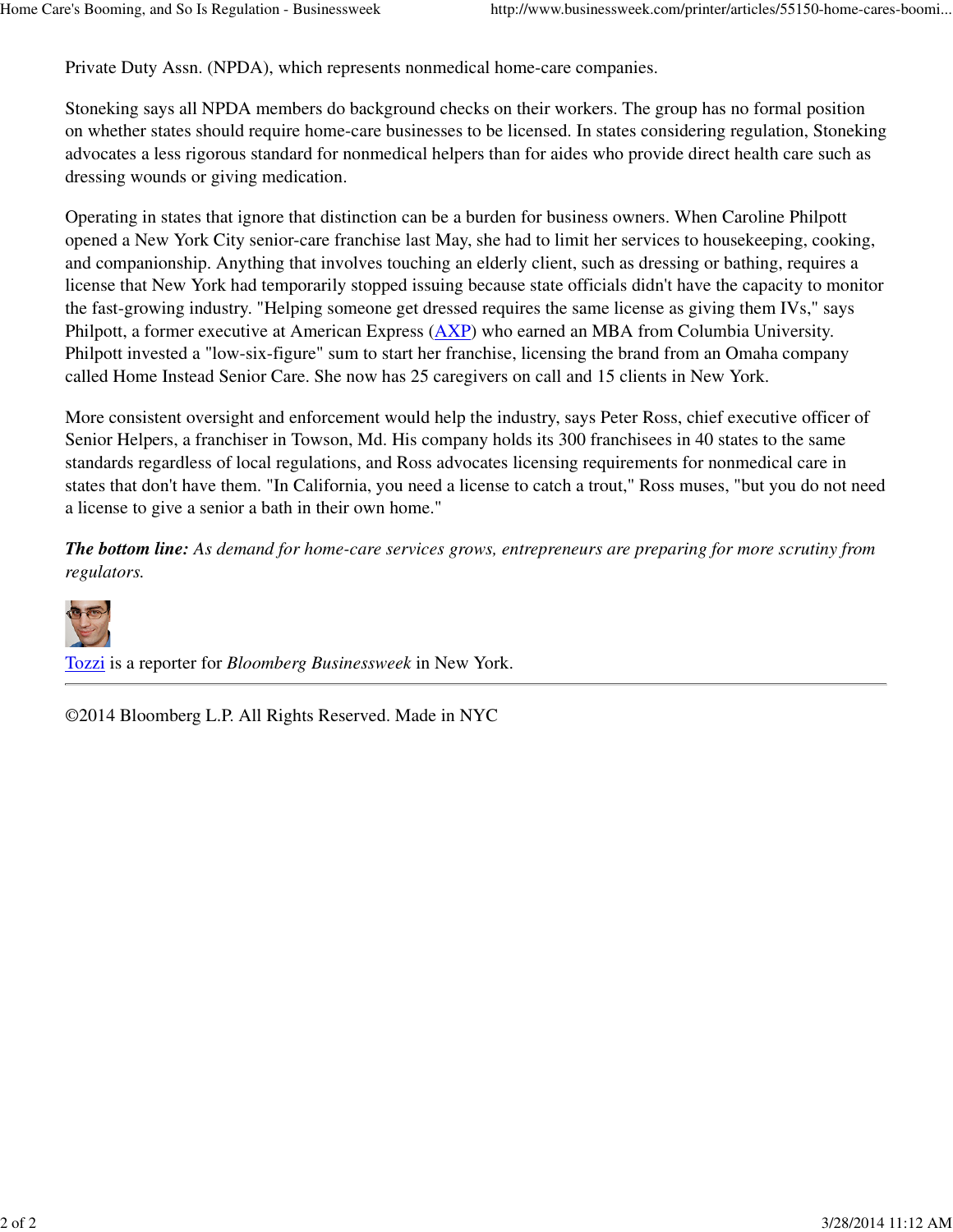Private Duty Assn. (NPDA), which represents nonmedical home-care companies.

Stoneking says all NPDA members do background checks on their workers. The group has no formal position on whether states should require home-care businesses to be licensed. In states considering regulation, Stoneking advocates a less rigorous standard for nonmedical helpers than for aides who provide direct health care such as dressing wounds or giving medication.

Operating in states that ignore that distinction can be a burden for business owners. When Caroline Philpott opened a New York City senior-care franchise last May, she had to limit her services to housekeeping, cooking, and companionship. Anything that involves touching an elderly client, such as dressing or bathing, requires a license that New York had temporarily stopped issuing because state officials didn't have the capacity to monitor the fast-growing industry. "Helping someone get dressed requires the same license as giving them IVs," says Philpott, a former executive at American Express (AXP) who earned an MBA from Columbia University. Philpott invested a "low-six-figure" sum to start her franchise, licensing the brand from an Omaha company called Home Instead Senior Care. She now has 25 caregivers on call and 15 clients in New York.

More consistent oversight and enforcement would help the industry, says Peter Ross, chief executive officer of Senior Helpers, a franchiser in Towson, Md. His company holds its 300 franchisees in 40 states to the same standards regardless of local regulations, and Ross advocates licensing requirements for nonmedical care in states that don't have them. "In California, you need a license to catch a trout," Ross muses, "but you do not need a license to give a senior a bath in their own home."

***The bottom line:*** *As demand for home-care services grows, entrepreneurs are preparing for more scrutiny from regulators.*

Tozzi is a reporter for *Bloomberg Businessweek* in New York.

©2014 Bloomberg L.P. All Rights Reserved. Made in NYC